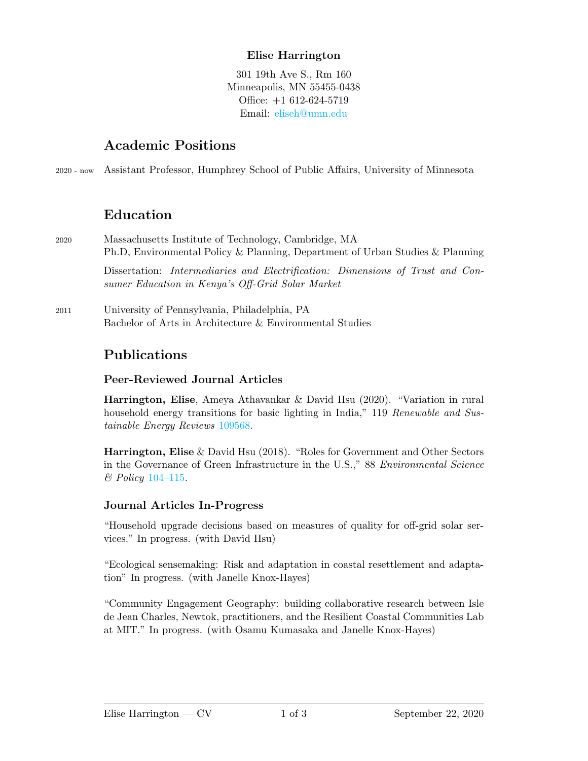**Elise Harrington**

301 19th Ave S., Rm 160
Minneapolis, MN 55455-0438
Office: +1 612-624-5719
Email: eliseh@umn.edu

## Academic Positions

2020 - now Assistant Professor, Humphrey School of Public Affairs, University of Minnesota

## Education

2020 Massachusetts Institute of Technology, Cambridge, MA
Ph.D, Environmental Policy & Planning, Department of Urban Studies & Planning

Dissertation: *Intermediaries and Electrification: Dimensions of Trust and Consumer Education in Kenya's Off-Grid Solar Market*

2011 University of Pennsylvania, Philadelphia, PA
Bachelor of Arts in Architecture & Environmental Studies

## Publications

### Peer-Reviewed Journal Articles

**Harrington, Elise**, Ameya Athavankar & David Hsu (2020). "Variation in rural household energy transitions for basic lighting in India," 119 *Renewable and Sustainable Energy Reviews* 109568.

**Harrington, Elise** & David Hsu (2018). "Roles for Government and Other Sectors in the Governance of Green Infrastructure in the U.S.," 88 *Environmental Science & Policy* 104–115.

### Journal Articles In-Progress

"Household upgrade decisions based on measures of quality for off-grid solar services." In progress. (with David Hsu)

"Ecological sensemaking: Risk and adaptation in coastal resettlement and adaptation" In progress. (with Janelle Knox-Hayes)

"Community Engagement Geography: building collaborative research between Isle de Jean Charles, Newtok, practitioners, and the Resilient Coastal Communities Lab at MIT." In progress. (with Osamu Kumasaka and Janelle Knox-Hayes)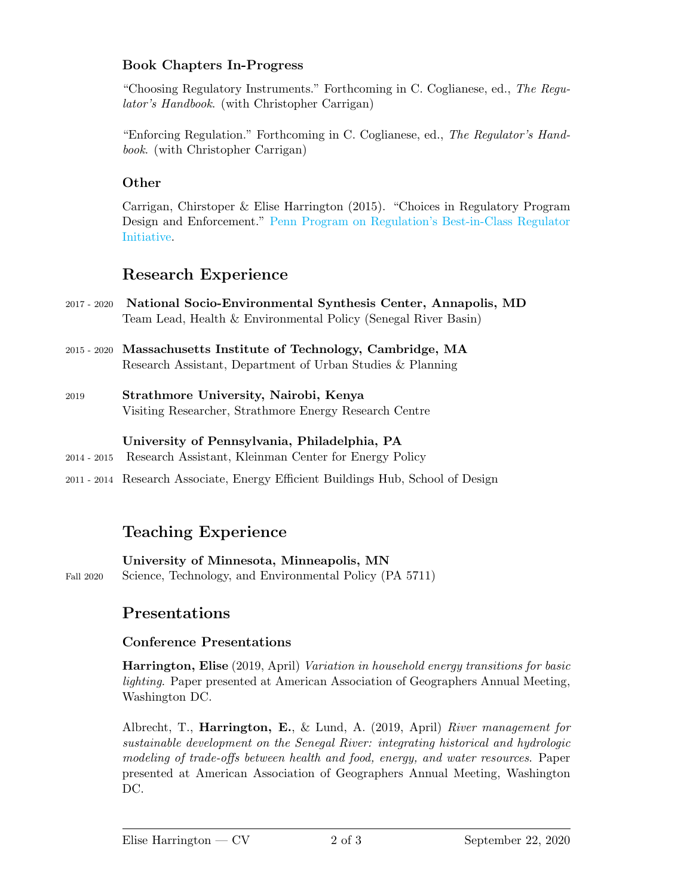### Book Chapters In-Progress

"Choosing Regulatory Instruments." Forthcoming in C. Coglianese, ed., *The Regulator's Handbook*. (with Christopher Carrigan)

"Enforcing Regulation." Forthcoming in C. Coglianese, ed., *The Regulator's Handbook*. (with Christopher Carrigan)

### Other

Carrigan, Chirstoper & Elise Harrington (2015). "Choices in Regulatory Program Design and Enforcement." Penn Program on Regulation's Best-in-Class Regulator Initiative.

## Research Experience

2017 - 2020 **National Socio-Environmental Synthesis Center, Annapolis, MD**
Team Lead, Health & Environmental Policy (Senegal River Basin)

2015 - 2020 **Massachusetts Institute of Technology, Cambridge, MA**
Research Assistant, Department of Urban Studies & Planning

2019 **Strathmore University, Nairobi, Kenya**
Visiting Researcher, Strathmore Energy Research Centre

**University of Pennsylvania, Philadelphia, PA**

2014 - 2015 Research Assistant, Kleinman Center for Energy Policy

2011 - 2014 Research Associate, Energy Efficient Buildings Hub, School of Design

## Teaching Experience

**University of Minnesota, Minneapolis, MN**

Fall 2020 Science, Technology, and Environmental Policy (PA 5711)

## Presentations

### Conference Presentations

**Harrington, Elise** (2019, April) *Variation in household energy transitions for basic lighting*. Paper presented at American Association of Geographers Annual Meeting, Washington DC.

Albrecht, T., **Harrington, E.**, & Lund, A. (2019, April) *River management for sustainable development on the Senegal River: integrating historical and hydrologic modeling of trade-offs between health and food, energy, and water resources*. Paper presented at American Association of Geographers Annual Meeting, Washington DC.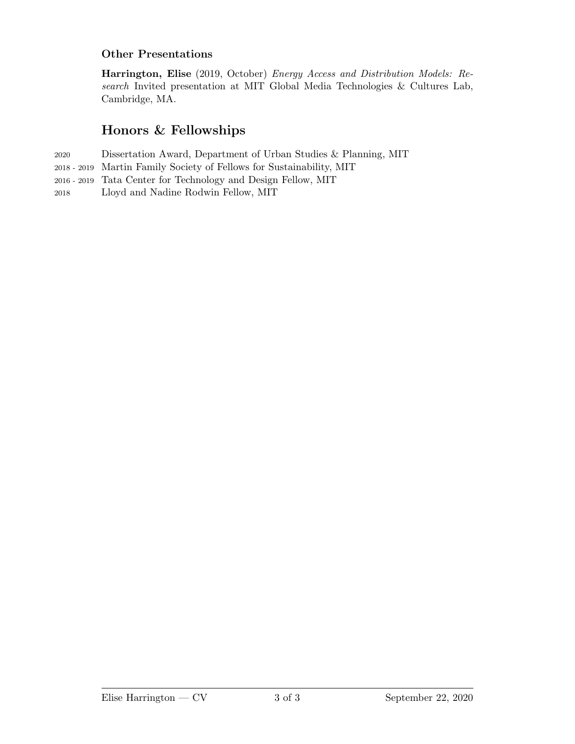### Other Presentations

**Harrington, Elise** (2019, October) *Energy Access and Distribution Models: Research* Invited presentation at MIT Global Media Technologies & Cultures Lab, Cambridge, MA.

## Honors & Fellowships

2020 Dissertation Award, Department of Urban Studies & Planning, MIT

2018 - 2019 Martin Family Society of Fellows for Sustainability, MIT

2016 - 2019 Tata Center for Technology and Design Fellow, MIT

2018 Lloyd and Nadine Rodwin Fellow, MIT